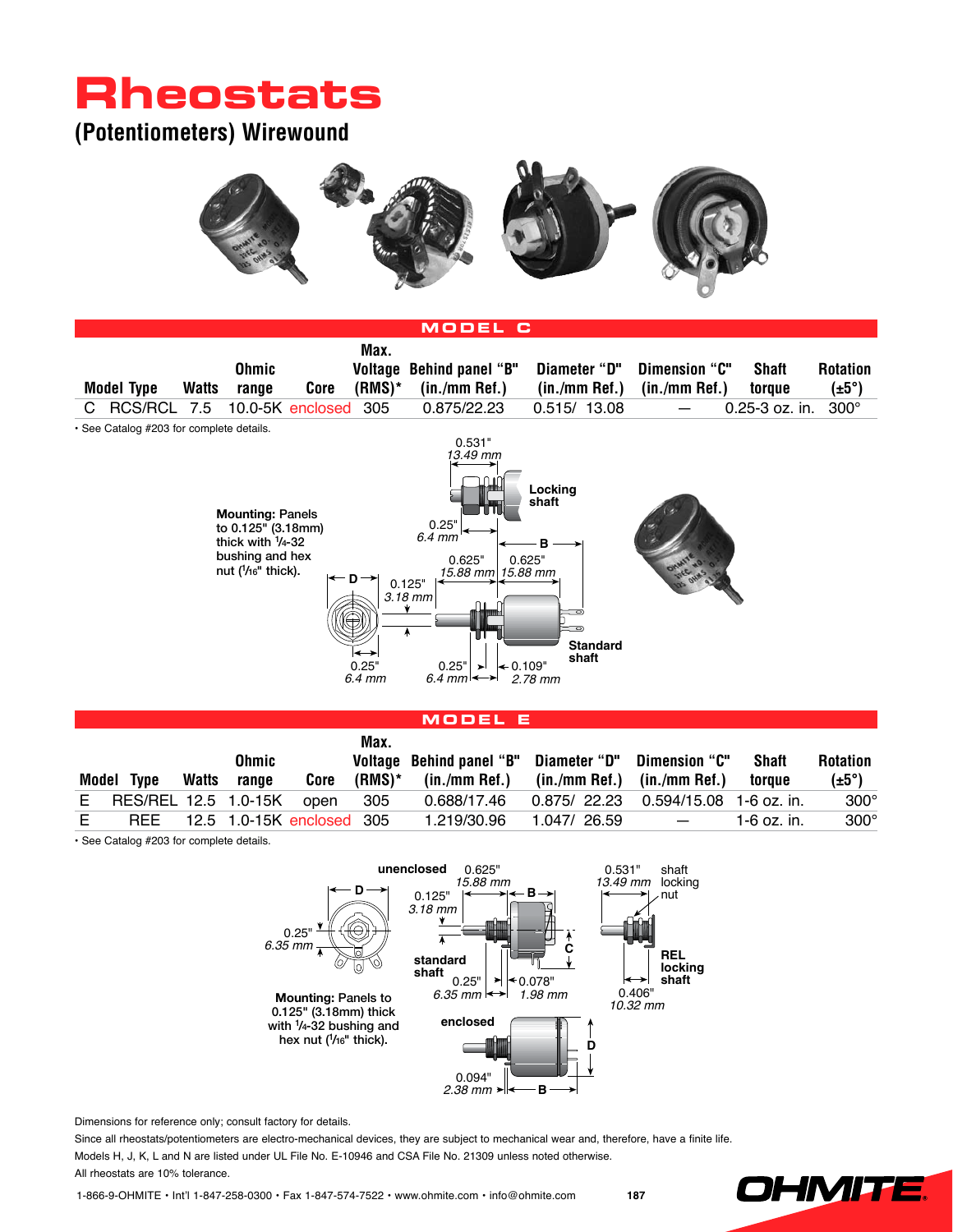# Rheostats

## (Potentiometers) Wirewound

### MODEL C

| Model | Type | Watts | Ohmic range | Core | Max. Voltage (RMS)* | Behind panel "B" (in./mm Ref.) | Diameter "D" (in./mm Ref.) | Dimension "C" (in./mm Ref.) | Shaft torque | Rotation (±5°) |
|---|---|---|---|---|---|---|---|---|---|---|
| C | RCS/RCL | 7.5 | 10.0-5K | enclosed | 305 | 0.875/22.23 | 0.515/ 13.08 | — | 0.25-3 oz. in. | 300° |

• See Catalog #203 for complete details.

**Mounting:** Panels to 0.125" (3.18mm) thick with 1/4-32 bushing and hex nut (1/16" thick).

0.531" *13.49 mm* — Locking shaft

0.25" *6.4 mm* — 0.625" *15.88 mm* — 0.625" *15.88 mm* — B — D — 0.125" *3.18 mm*

0.25" *6.4 mm* — 0.25" *6.4 mm* — 0.109" *2.78 mm* — Standard shaft

### MODEL E

| Model | Type | Watts | Ohmic range | Core | Max. Voltage (RMS)* | Behind panel "B" (in./mm Ref.) | Diameter "D" (in./mm Ref.) | Dimension "C" (in./mm Ref.) | Shaft torque | Rotation (±5°) |
|---|---|---|---|---|---|---|---|---|---|---|
| E | RES/REL | 12.5 | 1.0-15K | open | 305 | 0.688/17.46 | 0.875/ 22.23 | 0.594/15.08 | 1-6 oz. in. | 300° |
| E | REE | 12.5 | 1.0-15K | enclosed | 305 | 1.219/30.96 | 1.047/ 26.59 | — | 1-6 oz. in. | 300° |

• See Catalog #203 for complete details.

unenclosed — 0.625" *15.88 mm* — B — 0.125" *3.18 mm* — C — standard shaft — 0.25" *6.35 mm* — 0.078" *1.98 mm*

D — 0.25" *6.35 mm*

0.531" *13.49 mm* — shaft locking nut — REL locking shaft — 0.406" *10.32 mm*

**Mounting:** Panels to 0.125" (3.18mm) thick with 1/4-32 bushing and hex nut (1/16" thick).

enclosed — D — 0.094" *2.38 mm* — B

Dimensions for reference only; consult factory for details.

Since all rheostats/potentiometers are electro-mechanical devices, they are subject to mechanical wear and, therefore, have a finite life.

Models H, J, K, L and N are listed under UL File No. E-10946 and CSA File No. 21309 unless noted otherwise.

All rheostats are 10% tolerance.

1-866-9-OHMITE • Int'l 1-847-258-0300 • Fax 1-847-574-7522 • www.ohmite.com • info@ohmite.com

OHMITE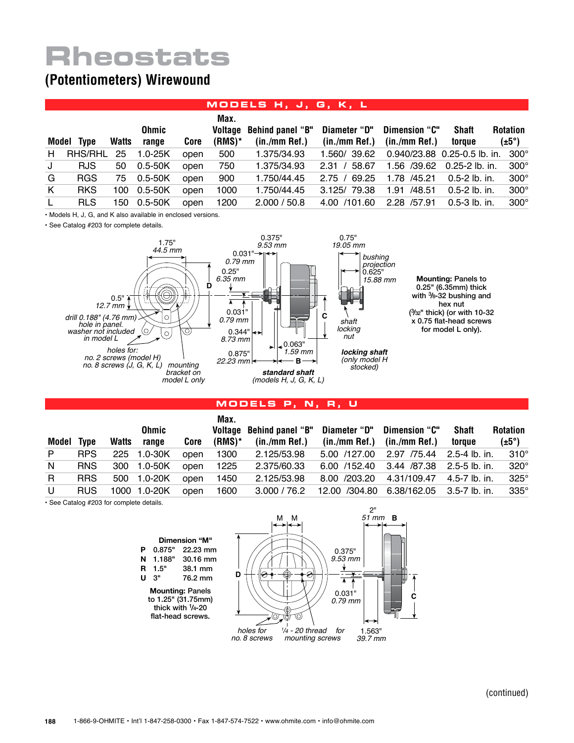# Rheostats

## (Potentiometers) Wirewound

### MODELS H, J, G, K, L

| Model | Type | Watts | Ohmic range | Core | Max. Voltage (RMS)* | Behind panel "B" (in./mm Ref.) | Diameter "D" (in./mm Ref.) | Dimension "C" (in./mm Ref.) | Shaft torque | Rotation (±5°) |
|---|---|---|---|---|---|---|---|---|---|---|
| H | RHS/RHL | 25 | 1.0-25K | open | 500 | 1.375/34.93 | 1.560/ 39.62 | 0.940/23.88 | 0.25-0.5 lb. in. | 300° |
| J | RJS | 50 | 0.5-50K | open | 750 | 1.375/34.93 | 2.31 / 58.67 | 1.56 /39.62 | 0.25-2 lb. in. | 300° |
| G | RGS | 75 | 0.5-50K | open | 900 | 1.750/44.45 | 2.75 / 69.25 | 1.78 /45.21 | 0.5-2 lb. in. | 300° |
| K | RKS | 100 | 0.5-50K | open | 1000 | 1.750/44.45 | 3.125/ 79.38 | 1.91 /48.51 | 0.5-2 lb. in. | 300° |
| L | RLS | 150 | 0.5-50K | open | 1200 | 2.000 / 50.8 | 4.00 /101.60 | 2.28 /57.91 | 0.5-3 lb. in. | 300° |

- Models H, J, G, and K also available in enclosed versions.
- See Catalog #203 for complete details.

1.75" 44.5 mm; 0.5" 12.7 mm; drill 0.188" (4.76 mm) hole in panel. washer not included in model L; holes for: no. 2 screws (model H) no. 8 screws (J, G, K, L); mounting bracket on model L only; D

0.375" 9.53 mm; 0.031" 0.79 mm; 0.25" 6.35 mm; 0.031" 0.79 mm; 0.344" 8.73 mm; 0.875" 22.23 mm; 0.063" 1.59 mm; B; C; **standard shaft** (models H, J, G, K, L)

0.75" 19.05 mm; bushing projection 0.625" 15.88 mm; shaft locking nut; **locking shaft** (only model H stocked)

**Mounting:** Panels to 0.25" (6.35mm) thick with 3/8-32 bushing and hex nut (3/32" thick) (or with 10-32 x 0.75 flat-head screws for model L only).

### MODELS P, N, R, U

| Model | Type | Watts | Ohmic range | Core | Max. Voltage (RMS)* | Behind panel "B" (in./mm Ref.) | Diameter "D" (in./mm Ref.) | Dimension "C" (in./mm Ref.) | Shaft torque | Rotation (±5°) |
|---|---|---|---|---|---|---|---|---|---|---|
| P | RPS | 225 | 1.0-30K | open | 1300 | 2.125/53.98 | 5.00 /127.00 | 2.97 /75.44 | 2.5-4 lb. in. | 310° |
| N | RNS | 300 | 1.0-50K | open | 1225 | 2.375/60.33 | 6.00 /152.40 | 3.44 /87.38 | 2.5-5 lb. in. | 320° |
| R | RRS | 500 | 1.0-20K | open | 1450 | 2.125/53.98 | 8.00 /203.20 | 4.31/109.47 | 4.5-7 lb. in. | 325° |
| U | RUS | 1000 | 1.0-20K | open | 1600 | 3.000 / 76.2 | 12.00 /304.80 | 6.38/162.05 | 3.5-7 lb. in. | 335° |

- See Catalog #203 for complete details.

**Dimension "M"**

| | | |
|---|---|---|
| P | 0.875" | 22.23 mm |
| N | 1.188" | 30.16 mm |
| R | 1.5" | 38.1 mm |
| U | 3" | 76.2 mm |

**Mounting:** Panels to 1.25" (31.75mm) thick with 1/4-20 flat-head screws.

M M; D; holes for no. 8 screws; 1/4 - 20 thread for mounting screws; 0.375" 9.53 mm; 0.031" 0.79 mm; 2" 51 mm B; C; 1.563" 39.7 mm

(continued)